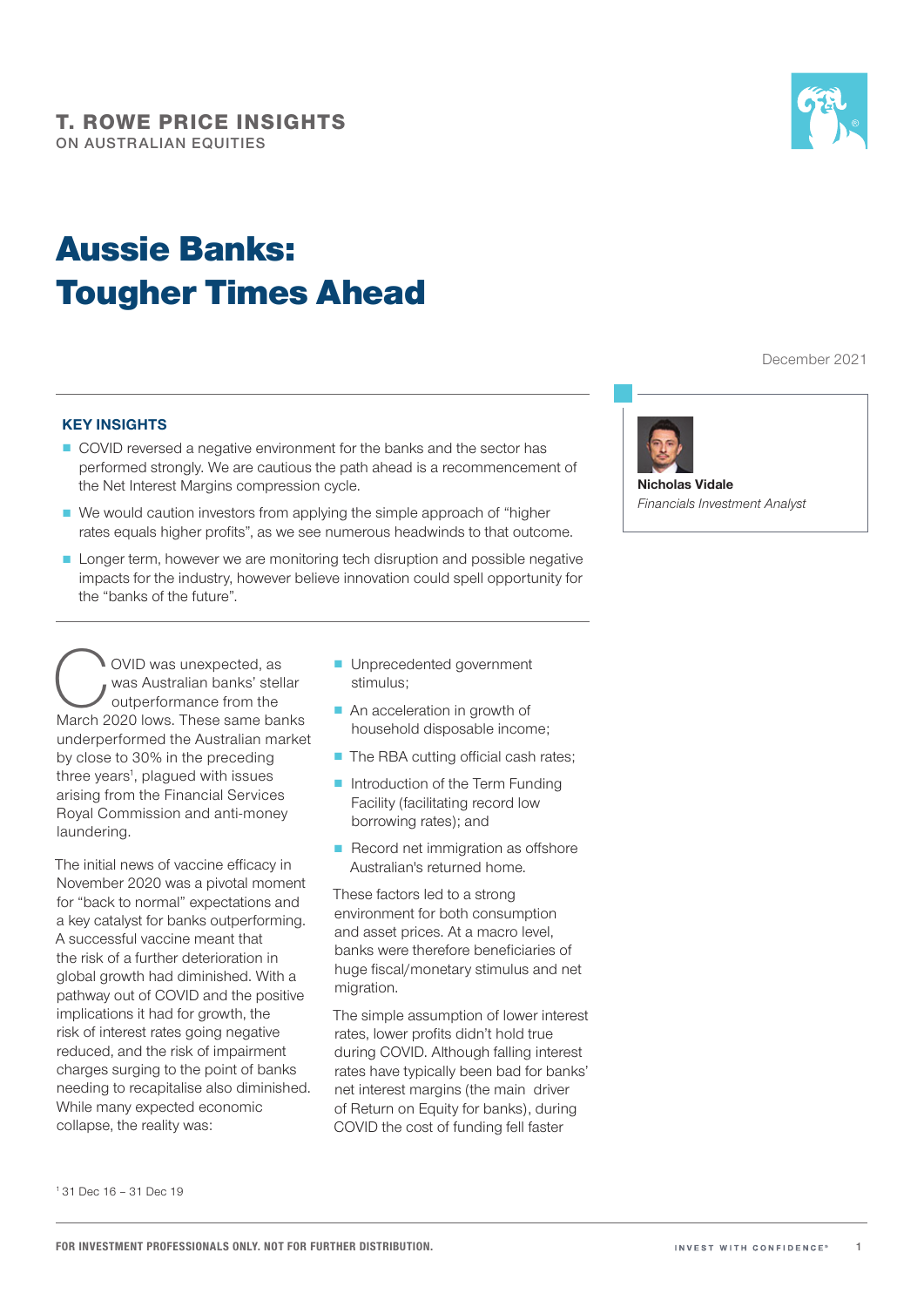T. ROWE PRICE INSIGHTS
ON AUSTRALIAN EQUITIES

# Aussie Banks: Tougher Times Ahead

December 2021

**Nicholas Vidale**
*Financials Investment Analyst*

### KEY INSIGHTS

- COVID reversed a negative environment for the banks and the sector has performed strongly. We are cautious the path ahead is a recommencement of the Net Interest Margins compression cycle.
- We would caution investors from applying the simple approach of "higher rates equals higher profits", as we see numerous headwinds to that outcome.
- Longer term, however we are monitoring tech disruption and possible negative impacts for the industry, however believe innovation could spell opportunity for the "banks of the future".

COVID was unexpected, as was Australian banks' stellar outperformance from the March 2020 lows. These same banks underperformed the Australian market by close to 30% in the preceding three years[1], plagued with issues arising from the Financial Services Royal Commission and anti-money laundering.

The initial news of vaccine efficacy in November 2020 was a pivotal moment for "back to normal" expectations and a key catalyst for banks outperforming. A successful vaccine meant that the risk of a further deterioration in global growth had diminished. With a pathway out of COVID and the positive implications it had for growth, the risk of interest rates going negative reduced, and the risk of impairment charges surging to the point of banks needing to recapitalise also diminished. While many expected economic collapse, the reality was:

- Unprecedented government stimulus;
- An acceleration in growth of household disposable income;
- The RBA cutting official cash rates;
- Introduction of the Term Funding Facility (facilitating record low borrowing rates); and
- Record net immigration as offshore Australian's returned home.

These factors led to a strong environment for both consumption and asset prices. At a macro level, banks were therefore beneficiaries of huge fiscal/monetary stimulus and net migration.

The simple assumption of lower interest rates, lower profits didn't hold true during COVID. Although falling interest rates have typically been bad for banks' net interest margins (the main driver of Return on Equity for banks), during COVID the cost of funding fell faster

[1] 31 Dec 16 – 31 Dec 19

FOR INVESTMENT PROFESSIONALS ONLY. NOT FOR FURTHER DISTRIBUTION.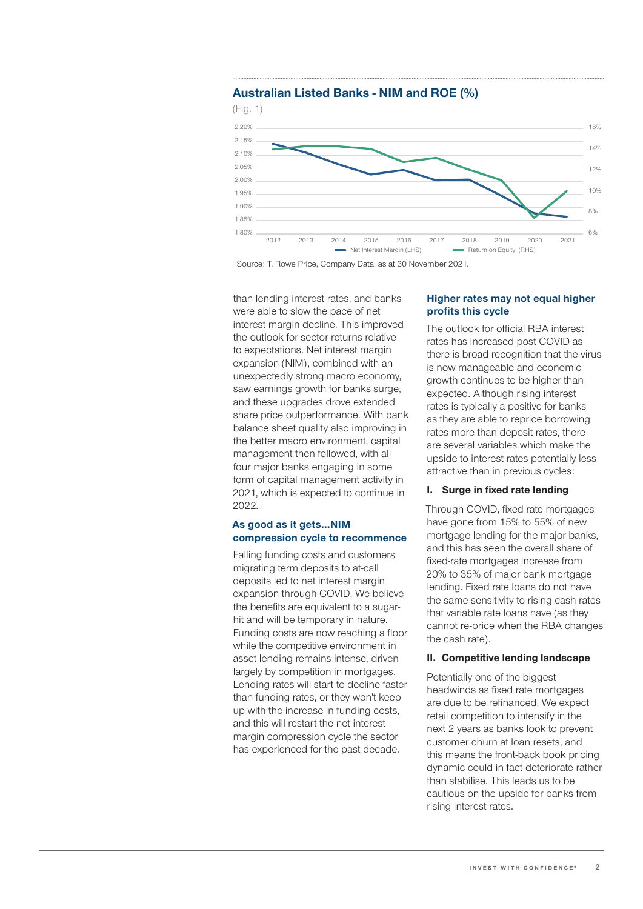## Australian Listed Banks - NIM and ROE (%)

(Fig. 1)

Source: T. Rowe Price, Company Data, as at 30 November 2021.

than lending interest rates, and banks were able to slow the pace of net interest margin decline. This improved the outlook for sector returns relative to expectations. Net interest margin expansion (NIM), combined with an unexpectedly strong macro economy, saw earnings growth for banks surge, and these upgrades drove extended share price outperformance. With bank balance sheet quality also improving in the better macro environment, capital management then followed, with all four major banks engaging in some form of capital management activity in 2021, which is expected to continue in 2022.

### As good as it gets...NIM compression cycle to recommence

Falling funding costs and customers migrating term deposits to at-call deposits led to net interest margin expansion through COVID. We believe the benefits are equivalent to a sugar-hit and will be temporary in nature. Funding costs are now reaching a floor while the competitive environment in asset lending remains intense, driven largely by competition in mortgages. Lending rates will start to decline faster than funding rates, or they won't keep up with the increase in funding costs, and this will restart the net interest margin compression cycle the sector has experienced for the past decade.

### Higher rates may not equal higher profits this cycle

The outlook for official RBA interest rates has increased post COVID as there is broad recognition that the virus is now manageable and economic growth continues to be higher than expected. Although rising interest rates is typically a positive for banks as they are able to reprice borrowing rates more than deposit rates, there are several variables which make the upside to interest rates potentially less attractive than in previous cycles:

#### I. Surge in fixed rate lending

Through COVID, fixed rate mortgages have gone from 15% to 55% of new mortgage lending for the major banks, and this has seen the overall share of fixed-rate mortgages increase from 20% to 35% of major bank mortgage lending. Fixed rate loans do not have the same sensitivity to rising cash rates that variable rate loans have (as they cannot re-price when the RBA changes the cash rate).

#### II. Competitive lending landscape

Potentially one of the biggest headwinds as fixed rate mortgages are due to be refinanced. We expect retail competition to intensify in the next 2 years as banks look to prevent customer churn at loan resets, and this means the front-back book pricing dynamic could in fact deteriorate rather than stabilise. This leads us to be cautious on the upside for banks from rising interest rates.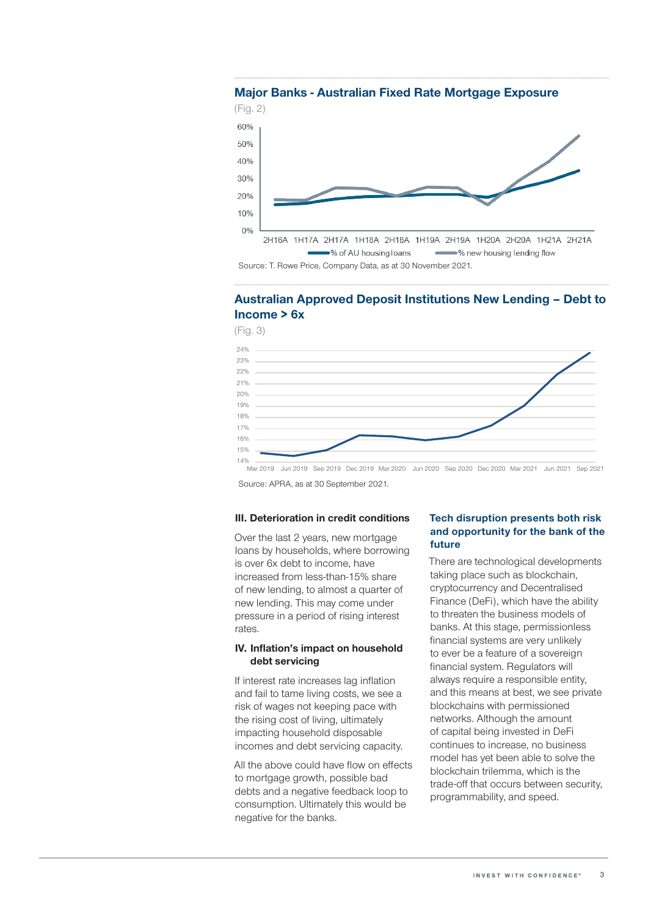### Major Banks - Australian Fixed Rate Mortgage Exposure

(Fig. 2)

Source: T. Rowe Price, Company Data, as at 30 November 2021.

### Australian Approved Deposit Institutions New Lending – Debt to Income > 6x

(Fig. 3)

Source: APRA, as at 30 September 2021.

#### III. Deterioration in credit conditions

Over the last 2 years, new mortgage loans by households, where borrowing is over 6x debt to income, have increased from less-than-15% share of new lending, to almost a quarter of new lending. This may come under pressure in a period of rising interest rates.

#### IV. Inflation's impact on household debt servicing

If interest rate increases lag inflation and fail to tame living costs, we see a risk of wages not keeping pace with the rising cost of living, ultimately impacting household disposable incomes and debt servicing capacity.

All the above could have flow on effects to mortgage growth, possible bad debts and a negative feedback loop to consumption. Ultimately this would be negative for the banks.

### Tech disruption presents both risk and opportunity for the bank of the future

There are technological developments taking place such as blockchain, cryptocurrency and Decentralised Finance (DeFi), which have the ability to threaten the business models of banks. At this stage, permissionless financial systems are very unlikely to ever be a feature of a sovereign financial system. Regulators will always require a responsible entity, and this means at best, we see private blockchains with permissioned networks. Although the amount of capital being invested in DeFi continues to increase, no business model has yet been able to solve the blockchain trilemma, which is the trade-off that occurs between security, programmability, and speed.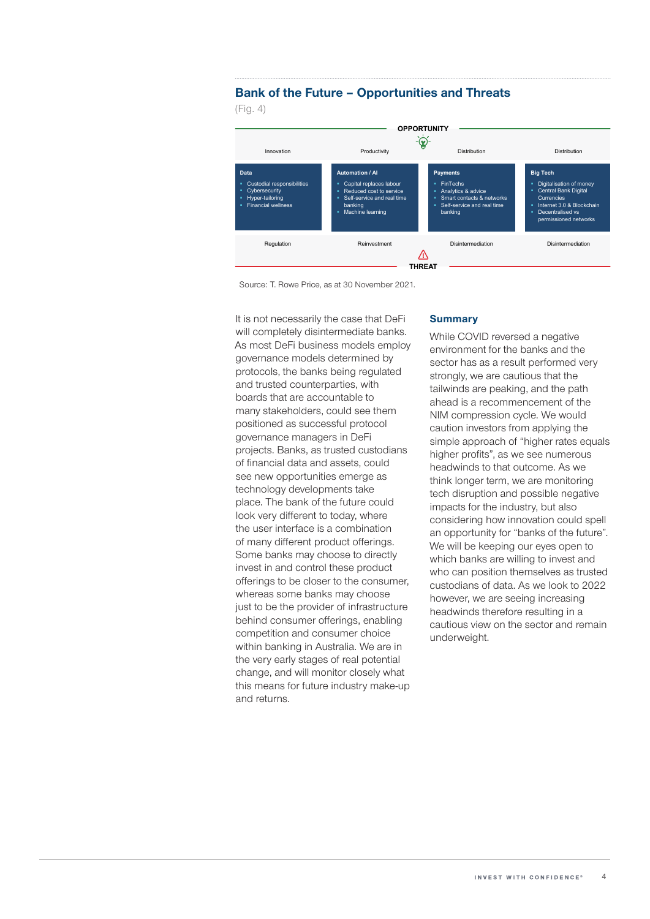## Bank of the Future – Opportunities and Threats

(Fig. 4)

**OPPORTUNITY**

| Innovation | Productivity | Distribution | Distribution |
|---|---|---|---|
| **Data**<br>- Custodial responsibilities<br>- Cybersecurity<br>- Hyper-tailoring<br>- Financial wellness | **Automation / AI**<br>- Capital replaces labour<br>- Reduced cost to service<br>- Self-service and real time banking<br>- Machine learning | **Payments**<br>- FinTechs<br>- Analytics & advice<br>- Smart contacts & networks<br>- Self-service and real time banking | **Big Tech**<br>- Digitalisation of money<br>- Central Bank Digital Currencies<br>- Internet 3.0 & Blockchain<br>- Decentralised vs permissioned networks |
| Regulation | Reinvestment | Disintermediation | Disintermediation |

**THREAT**

Source: T. Rowe Price, as at 30 November 2021.

It is not necessarily the case that DeFi will completely disintermediate banks. As most DeFi business models employ governance models determined by protocols, the banks being regulated and trusted counterparties, with boards that are accountable to many stakeholders, could see them positioned as successful protocol governance managers in DeFi projects. Banks, as trusted custodians of financial data and assets, could see new opportunities emerge as technology developments take place. The bank of the future could look very different to today, where the user interface is a combination of many different product offerings. Some banks may choose to directly invest in and control these product offerings to be closer to the consumer, whereas some banks may choose just to be the provider of infrastructure behind consumer offerings, enabling competition and consumer choice within banking in Australia. We are in the very early stages of real potential change, and will monitor closely what this means for future industry make-up and returns.

### Summary

While COVID reversed a negative environment for the banks and the sector has as a result performed very strongly, we are cautious that the tailwinds are peaking, and the path ahead is a recommencement of the NIM compression cycle. We would caution investors from applying the simple approach of "higher rates equals higher profits", as we see numerous headwinds to that outcome. As we think longer term, we are monitoring tech disruption and possible negative impacts for the industry, but also considering how innovation could spell an opportunity for "banks of the future". We will be keeping our eyes open to which banks are willing to invest and who can position themselves as trusted custodians of data. As we look to 2022 however, we are seeing increasing headwinds therefore resulting in a cautious view on the sector and remain underweight.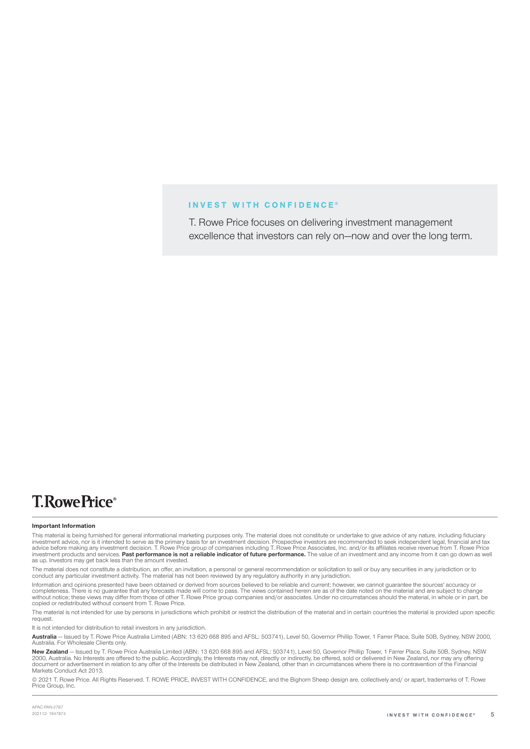**INVEST WITH CONFIDENCE®**

T. Rowe Price focuses on delivering investment management excellence that investors can rely on—now and over the long term.

T.RowePrice®

**Important Information**

This material is being furnished for general informational marketing purposes only. The material does not constitute or undertake to give advice of any nature, including fiduciary investment advice, nor is it intended to serve as the primary basis for an investment decision. Prospective investors are recommended to seek independent legal, financial and tax advice before making any investment decision. T. Rowe Price group of companies including T. Rowe Price Associates, Inc. and/or its affiliates receive revenue from T. Rowe Price investment products and services. **Past performance is not a reliable indicator of future performance.** The value of an investment and any income from it can go down as well as up. Investors may get back less than the amount invested.

The material does not constitute a distribution, an offer, an invitation, a personal or general recommendation or solicitation to sell or buy any securities in any jurisdiction or to conduct any particular investment activity. The material has not been reviewed by any regulatory authority in any jurisdiction.

Information and opinions presented have been obtained or derived from sources believed to be reliable and current; however, we cannot guarantee the sources' accuracy or completeness. There is no guarantee that any forecasts made will come to pass. The views contained herein are as of the date noted on the material and are subject to change without notice; these views may differ from those of other T. Rowe Price group companies and/or associates. Under no circumstances should the material, in whole or in part, be copied or redistributed without consent from T. Rowe Price.

The material is not intended for use by persons in jurisdictions which prohibit or restrict the distribution of the material and in certain countries the material is provided upon specific request.

It is not intended for distribution to retail investors in any jurisdiction.

**Australia** — Issued by T. Rowe Price Australia Limited (ABN: 13 620 668 895 and AFSL: 503741), Level 50, Governor Phillip Tower, 1 Farrer Place, Suite 50B, Sydney, NSW 2000, Australia. For Wholesale Clients only.

**New Zealand** — Issued by T. Rowe Price Australia Limited (ABN: 13 620 668 895 and AFSL: 503741), Level 50, Governor Phillip Tower, 1 Farrer Place, Suite 50B, Sydney, NSW 2000, Australia. No Interests are offered to the public. Accordingly, the Interests may not, directly or indirectly, be offered, sold or delivered in New Zealand, nor may any offering document or advertisement in relation to any offer of the Interests be distributed in New Zealand, other than in circumstances where there is no contravention of the Financial Markets Conduct Act 2013.

© 2021 T. Rowe Price. All Rights Reserved. T. ROWE PRICE, INVEST WITH CONFIDENCE, and the Bighorn Sheep design are, collectively and/ or apart, trademarks of T. Rowe Price Group, Inc.

APAC-PAN-2787
202112- 1947874